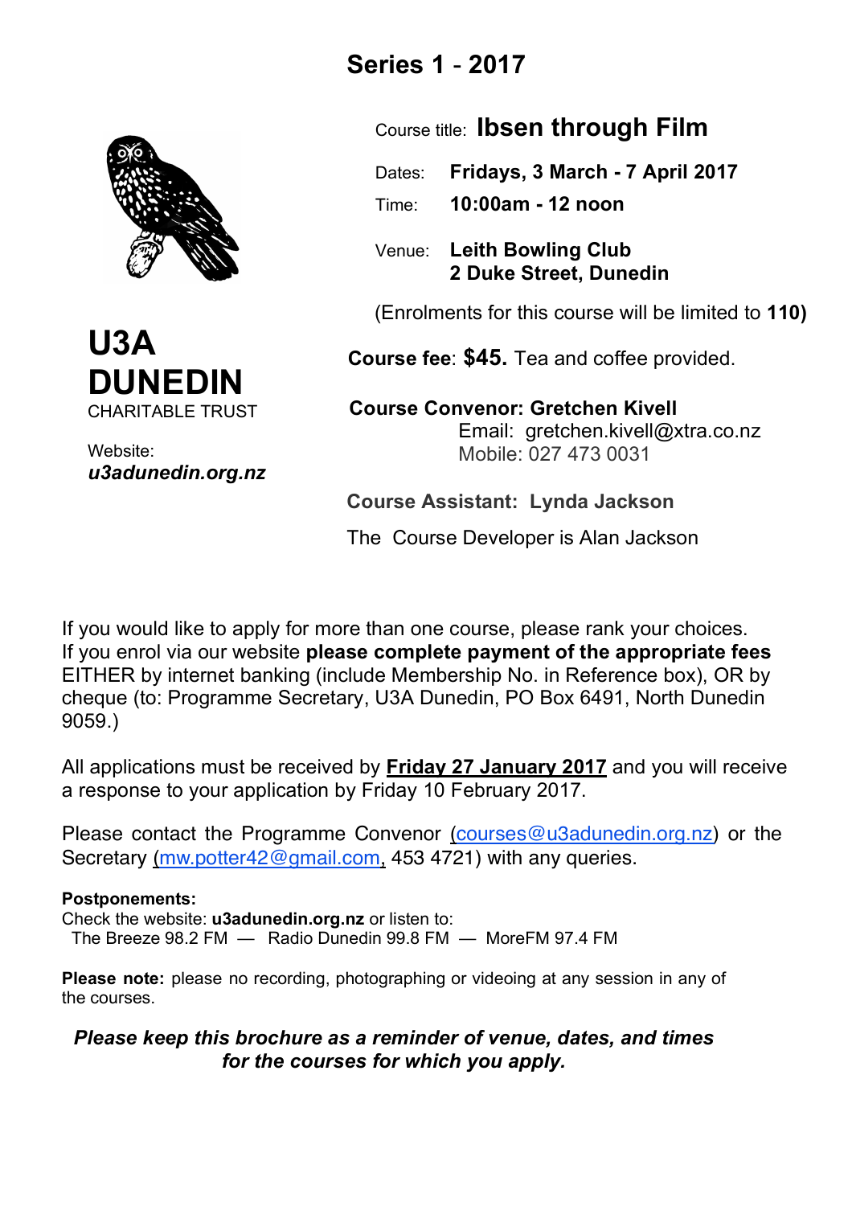# Series 1 - 2017

**U3A DUNEDIN**
CHARITABLE TRUST

Website:
***u3adunedin.org.nz***

Course title: **Ibsen through Film**

Dates: **Fridays, 3 March - 7 April 2017**

Time: **10:00am - 12 noon**

Venue: **Leith Bowling Club**
**2 Duke Street, Dunedin**

(Enrolments for this course will be limited to **110)**

**Course fee**: **$45.** Tea and coffee provided.

**Course Convenor: Gretchen Kivell**
Email: gretchen.kivell@xtra.co.nz
Mobile: 027 473 0031

**Course Assistant: Lynda Jackson**

The Course Developer is Alan Jackson

If you would like to apply for more than one course, please rank your choices.
If you enrol via our website **please complete payment of the appropriate fees** EITHER by internet banking (include Membership No. in Reference box), OR by cheque (to: Programme Secretary, U3A Dunedin, PO Box 6491, North Dunedin 9059.)

All applications must be received by **Friday 27 January 2017** and you will receive a response to your application by Friday 10 February 2017.

Please contact the Programme Convenor (courses@u3adunedin.org.nz) or the Secretary (mw.potter42@gmail.com, 453 4721) with any queries.

**Postponements:**
Check the website: **u3adunedin.org.nz** or listen to:
The Breeze 98.2 FM — Radio Dunedin 99.8 FM — MoreFM 97.4 FM

**Please note:** please no recording, photographing or videoing at any session in any of the courses.

***Please keep this brochure as a reminder of venue, dates, and times for the courses for which you apply.***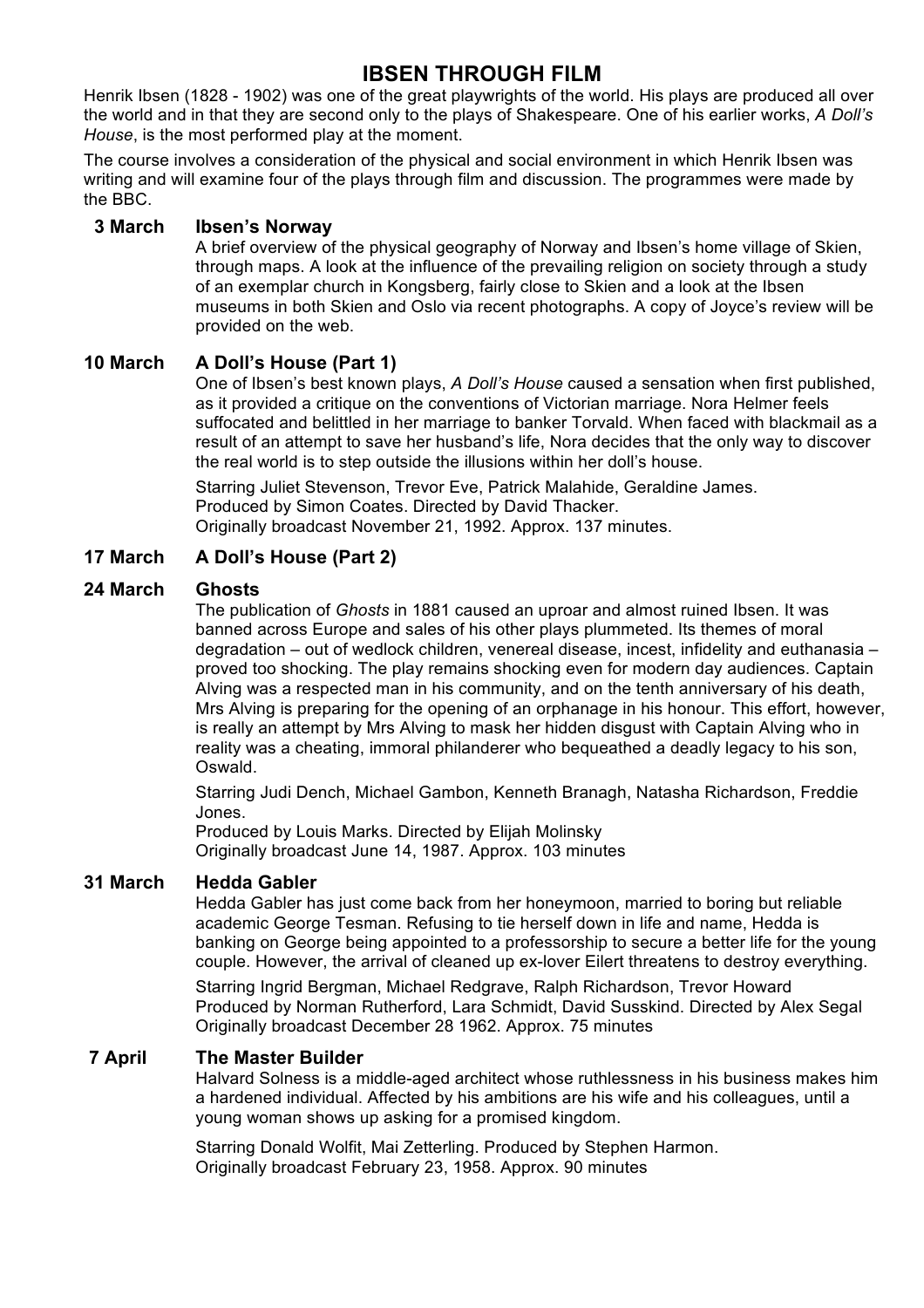# IBSEN THROUGH FILM

Henrik Ibsen (1828 - 1902) was one of the great playwrights of the world. His plays are produced all over the world and in that they are second only to the plays of Shakespeare. One of his earlier works, *A Doll's House*, is the most performed play at the moment.

The course involves a consideration of the physical and social environment in which Henrik Ibsen was writing and will examine four of the plays through film and discussion. The programmes were made by the BBC.

### 3 March — Ibsen's Norway

A brief overview of the physical geography of Norway and Ibsen's home village of Skien, through maps. A look at the influence of the prevailing religion on society through a study of an exemplar church in Kongsberg, fairly close to Skien and a look at the Ibsen museums in both Skien and Oslo via recent photographs. A copy of Joyce's review will be provided on the web.

### 10 March — A Doll's House (Part 1)

One of Ibsen's best known plays, *A Doll's House* caused a sensation when first published, as it provided a critique on the conventions of Victorian marriage. Nora Helmer feels suffocated and belittled in her marriage to banker Torvald. When faced with blackmail as a result of an attempt to save her husband's life, Nora decides that the only way to discover the real world is to step outside the illusions within her doll's house.

Starring Juliet Stevenson, Trevor Eve, Patrick Malahide, Geraldine James.
Produced by Simon Coates. Directed by David Thacker.
Originally broadcast November 21, 1992. Approx. 137 minutes.

### 17 March — A Doll's House (Part 2)

### 24 March — Ghosts

The publication of *Ghosts* in 1881 caused an uproar and almost ruined Ibsen. It was banned across Europe and sales of his other plays plummeted. Its themes of moral degradation – out of wedlock children, venereal disease, incest, infidelity and euthanasia – proved too shocking. The play remains shocking even for modern day audiences. Captain Alving was a respected man in his community, and on the tenth anniversary of his death, Mrs Alving is preparing for the opening of an orphanage in his honour. This effort, however, is really an attempt by Mrs Alving to mask her hidden disgust with Captain Alving who in reality was a cheating, immoral philanderer who bequeathed a deadly legacy to his son, Oswald.

Starring Judi Dench, Michael Gambon, Kenneth Branagh, Natasha Richardson, Freddie Jones.
Produced by Louis Marks. Directed by Elijah Molinsky
Originally broadcast June 14, 1987. Approx. 103 minutes

### 31 March — Hedda Gabler

Hedda Gabler has just come back from her honeymoon, married to boring but reliable academic George Tesman. Refusing to tie herself down in life and name, Hedda is banking on George being appointed to a professorship to secure a better life for the young couple. However, the arrival of cleaned up ex-lover Eilert threatens to destroy everything.

Starring Ingrid Bergman, Michael Redgrave, Ralph Richardson, Trevor Howard
Produced by Norman Rutherford, Lara Schmidt, David Susskind. Directed by Alex Segal
Originally broadcast December 28 1962. Approx. 75 minutes

### 7 April — The Master Builder

Halvard Solness is a middle-aged architect whose ruthlessness in his business makes him a hardened individual. Affected by his ambitions are his wife and his colleagues, until a young woman shows up asking for a promised kingdom.

Starring Donald Wolfit, Mai Zetterling. Produced by Stephen Harmon.
Originally broadcast February 23, 1958. Approx. 90 minutes